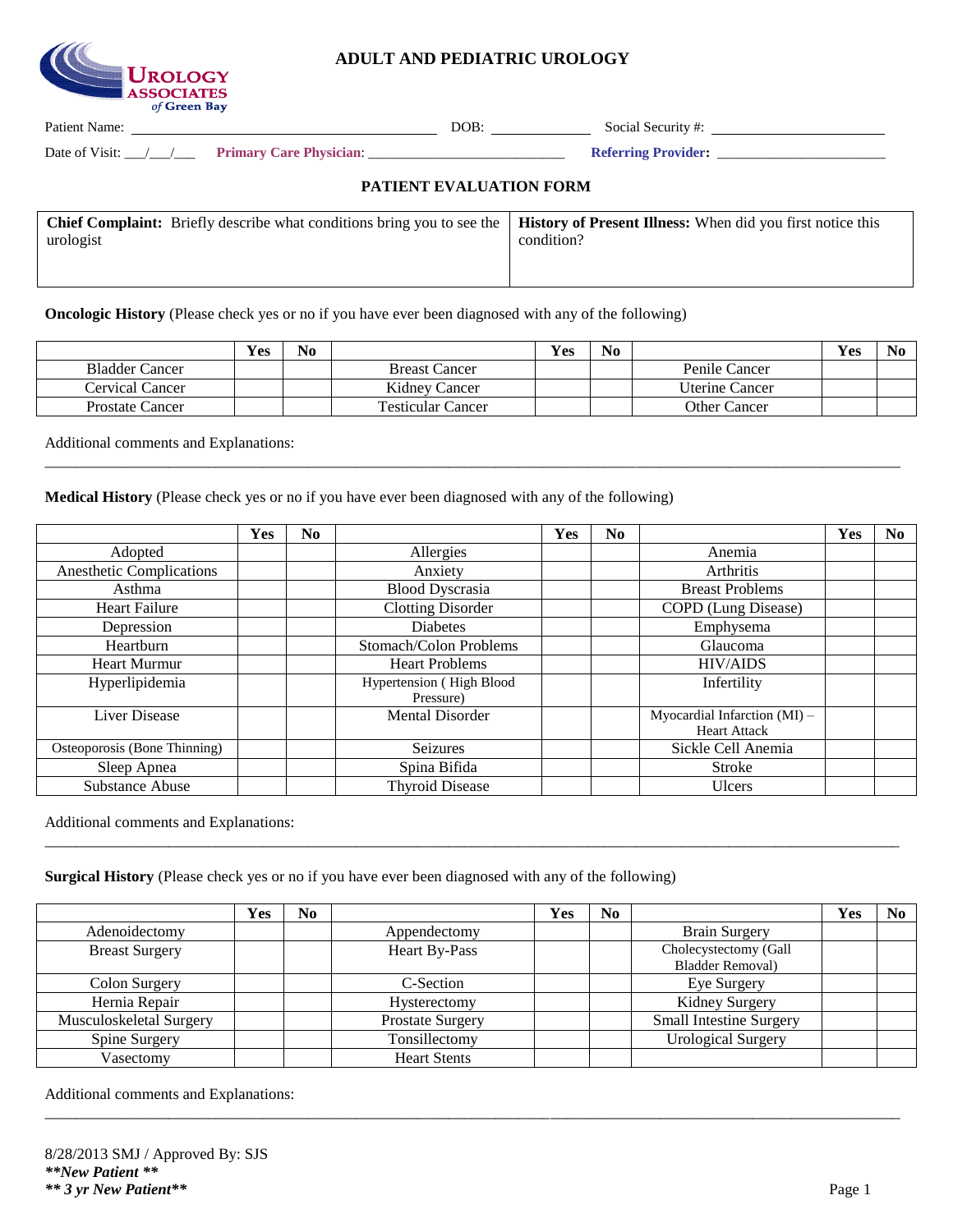Urology Associates of Green Bay

# ADULT AND PEDIATRIC UROLOGY

Patient Name: ______________________________ DOB: ____________ Social Security #: ____________________

Date of Visit: ___/___/___ **Primary Care Physician**: ______________________ **Referring Provider:** ____________________

## PATIENT EVALUATION FORM

| **Chief Complaint:** Briefly describe what conditions bring you to see the urologist | **History of Present Illness:** When did you first notice this condition? |
|---|---|
| | |

**Oncologic History** (Please check yes or no if you have ever been diagnosed with any of the following)

| | Yes | No | | Yes | No | | Yes | No |
|---|---|---|---|---|---|---|---|---|
| Bladder Cancer | | | Breast Cancer | | | Penile Cancer | | |
| Cervical Cancer | | | Kidney Cancer | | | Uterine Cancer | | |
| Prostate Cancer | | | Testicular Cancer | | | Other Cancer | | |

Additional comments and Explanations:

_______________________________________________________________________________________________

**Medical History** (Please check yes or no if you have ever been diagnosed with any of the following)

| | Yes | No | | Yes | No | | Yes | No |
|---|---|---|---|---|---|---|---|---|
| Adopted | | | Allergies | | | Anemia | | |
| Anesthetic Complications | | | Anxiety | | | Arthritis | | |
| Asthma | | | Blood Dyscrasia | | | Breast Problems | | |
| Heart Failure | | | Clotting Disorder | | | COPD (Lung Disease) | | |
| Depression | | | Diabetes | | | Emphysema | | |
| Heartburn | | | Stomach/Colon Problems | | | Glaucoma | | |
| Heart Murmur | | | Heart Problems | | | HIV/AIDS | | |
| Hyperlipidemia | | | Hypertension ( High Blood Pressure) | | | Infertility | | |
| Liver Disease | | | Mental Disorder | | | Myocardial Infarction (MI) – Heart Attack | | |
| Osteoporosis (Bone Thinning) | | | Seizures | | | Sickle Cell Anemia | | |
| Sleep Apnea | | | Spina Bifida | | | Stroke | | |
| Substance Abuse | | | Thyroid Disease | | | Ulcers | | |

Additional comments and Explanations:

_______________________________________________________________________________________________

**Surgical History** (Please check yes or no if you have ever been diagnosed with any of the following)

| | Yes | No | | Yes | No | | Yes | No |
|---|---|---|---|---|---|---|---|---|
| Adenoidectomy | | | Appendectomy | | | Brain Surgery | | |
| Breast Surgery | | | Heart By-Pass | | | Cholecystectomy (Gall Bladder Removal) | | |
| Colon Surgery | | | C-Section | | | Eye Surgery | | |
| Hernia Repair | | | Hysterectomy | | | Kidney Surgery | | |
| Musculoskeletal Surgery | | | Prostate Surgery | | | Small Intestine Surgery | | |
| Spine Surgery | | | Tonsillectomy | | | Urological Surgery | | |
| Vasectomy | | | Heart Stents | | | | | |

Additional comments and Explanations:

_______________________________________________________________________________________________

8/28/2013 SMJ / Approved By: SJS

***\*\*New Patient \*\****

***\*\* 3 yr New Patient\*\****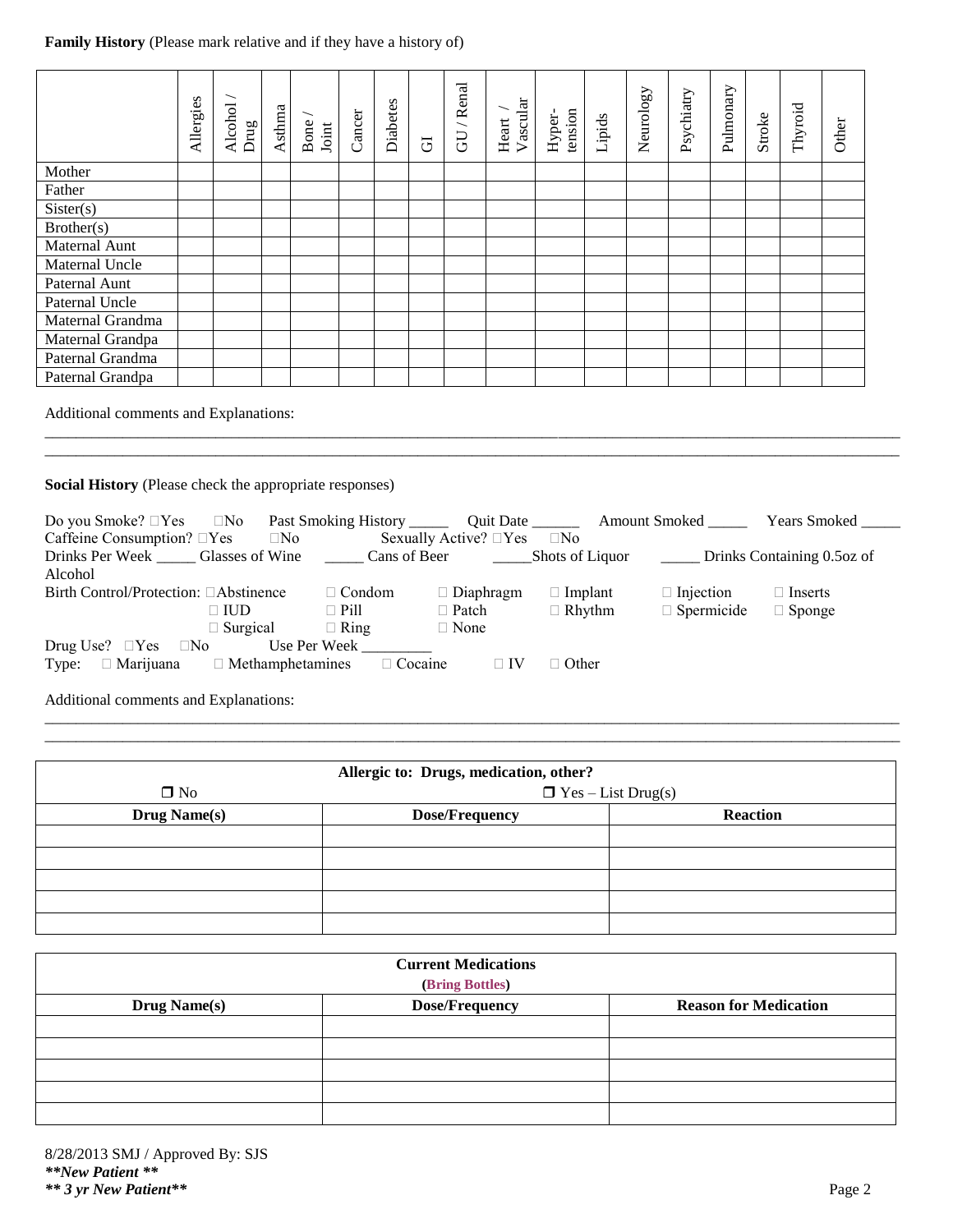**Family History** (Please mark relative and if they have a history of)

| | Allergies | Alcohol / Drug | Asthma | Bone / Joint | Cancer | Diabetes | GI | GU / Renal | Heart / Vascular | Hyper-tension | Lipids | Neurology | Psychiatry | Pulmonary | Stroke | Thyroid | Other |
|---|---|---|---|---|---|---|---|---|---|---|---|---|---|---|---|---|---|
| Mother | | | | | | | | | | | | | | | | | |
| Father | | | | | | | | | | | | | | | | | |
| Sister(s) | | | | | | | | | | | | | | | | | |
| Brother(s) | | | | | | | | | | | | | | | | | |
| Maternal Aunt | | | | | | | | | | | | | | | | | |
| Maternal Uncle | | | | | | | | | | | | | | | | | |
| Paternal Aunt | | | | | | | | | | | | | | | | | |
| Paternal Uncle | | | | | | | | | | | | | | | | | |
| Maternal Grandma | | | | | | | | | | | | | | | | | |
| Maternal Grandpa | | | | | | | | | | | | | | | | | |
| Paternal Grandma | | | | | | | | | | | | | | | | | |
| Paternal Grandpa | | | | | | | | | | | | | | | | | |

Additional comments and Explanations:

_______________________________________________________________________________________________________

_______________________________________________________________________________________________________

**Social History** (Please check the appropriate responses)

Do you Smoke? ☐Yes ☐No Past Smoking History _____ Quit Date ______ Amount Smoked _____ Years Smoked _____

Caffeine Consumption? ☐Yes ☐No Sexually Active? ☐Yes ☐No

Drinks Per Week _____ Glasses of Wine _____ Cans of Beer _____Shots of Liquor _____ Drinks Containing 0.5oz of Alcohol

Birth Control/Protection: ☐Abstinence ☐ Condom ☐ Diaphragm ☐ Implant ☐ Injection ☐ Inserts
☐ IUD ☐ Pill ☐ Patch ☐ Rhythm ☐ Spermicide ☐ Sponge
☐ Surgical ☐ Ring ☐ None

Drug Use? ☐Yes ☐No Use Per Week _________

Type: ☐ Marijuana ☐ Methamphetamines ☐ Cocaine ☐ IV ☐ Other

Additional comments and Explanations:

_______________________________________________________________________________________________________

_______________________________________________________________________________________________________

| Allergic to: Drugs, medication, other? | | |
|---|---|---|
| ☐ No | ☐ Yes – List Drug(s) | |
| **Drug Name(s)** | **Dose/Frequency** | **Reaction** |
| | | |
| | | |
| | | |
| | | |
| | | |

| Current Medications (Bring Bottles) | | |
|---|---|---|
| **Drug Name(s)** | **Dose/Frequency** | **Reason for Medication** |
| | | |
| | | |
| | | |
| | | |
| | | |

8/28/2013 SMJ / Approved By: SJS

***\*\*New Patient \*\****

***\*\* 3 yr New Patient\*\****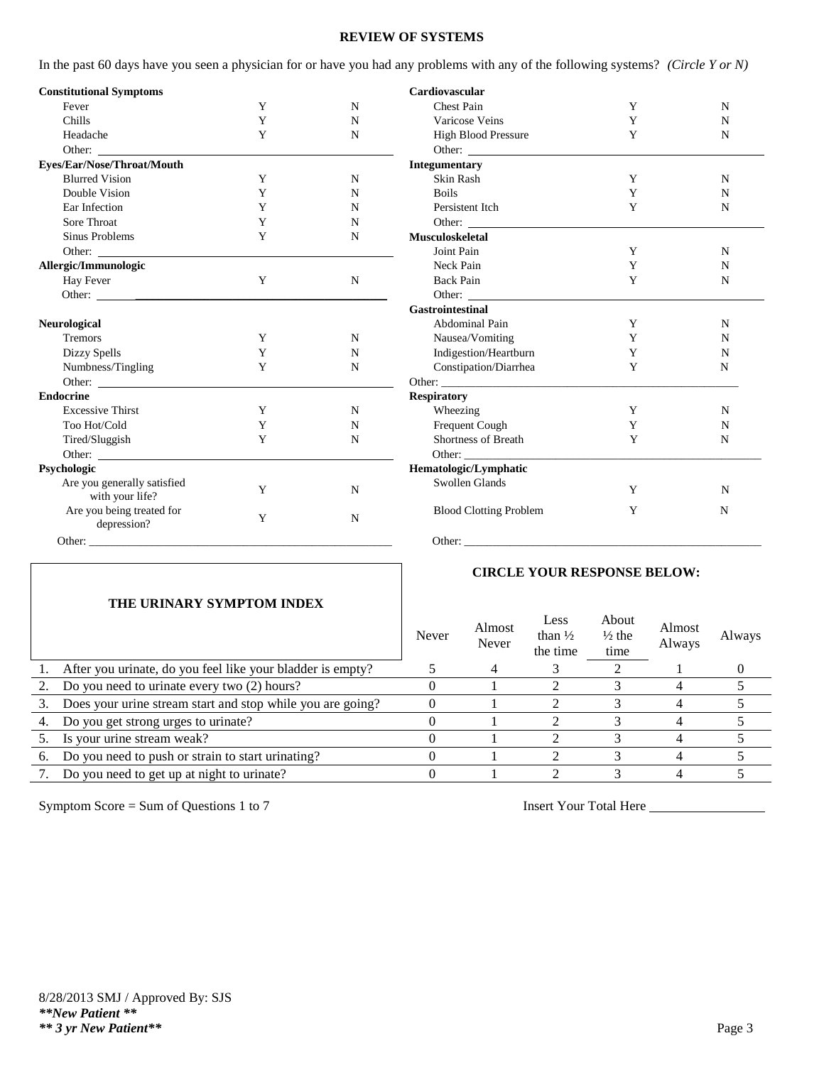## REVIEW OF SYSTEMS

In the past 60 days have you seen a physician for or have you had any problems with any of the following systems? *(Circle Y or N)*

| | | |
|---|---|---|
| **Constitutional Symptoms** | | |
| Fever | Y | N |
| Chills | Y | N |
| Headache | Y | N |
| Other: | | |
| **Eyes/Ear/Nose/Throat/Mouth** | | |
| Blurred Vision | Y | N |
| Double Vision | Y | N |
| Ear Infection | Y | N |
| Sore Throat | Y | N |
| Sinus Problems | Y | N |
| Other: | | |
| **Allergic/Immunologic** | | |
| Hay Fever | Y | N |
| Other: | | |
| **Neurological** | | |
| Tremors | Y | N |
| Dizzy Spells | Y | N |
| Numbness/Tingling | Y | N |
| Other: | | |
| **Endocrine** | | |
| Excessive Thirst | Y | N |
| Too Hot/Cold | Y | N |
| Tired/Sluggish | Y | N |
| Other: | | |
| **Psychologic** | | |
| Are you generally satisfied with your life? | Y | N |
| Are you being treated for depression? | Y | N |
| Other: | | |

| | | |
|---|---|---|
| **Cardiovascular** | | |
| Chest Pain | Y | N |
| Varicose Veins | Y | N |
| High Blood Pressure | Y | N |
| Other: | | |
| **Integumentary** | | |
| Skin Rash | Y | N |
| Boils | Y | N |
| Persistent Itch | Y | N |
| Other: | | |
| **Musculoskeletal** | | |
| Joint Pain | Y | N |
| Neck Pain | Y | N |
| Back Pain | Y | N |
| Other: | | |
| **Gastrointestinal** | | |
| Abdominal Pain | Y | N |
| Nausea/Vomiting | Y | N |
| Indigestion/Heartburn | Y | N |
| Constipation/Diarrhea | Y | N |
| Other: | | |
| **Respiratory** | | |
| Wheezing | Y | N |
| Frequent Cough | Y | N |
| Shortness of Breath | Y | N |
| Other: | | |
| **Hematologic/Lymphatic** | | |
| Swollen Glands | Y | N |
| Blood Clotting Problem | Y | N |
| Other: | | |

### CIRCLE YOUR RESPONSE BELOW:

| THE URINARY SYMPTOM INDEX | Never | Almost Never | Less than ½ the time | About ½ the time | Almost Always | Always |
|---|---|---|---|---|---|---|
| 1. After you urinate, do you feel like your bladder is empty? | 5 | 4 | 3 | 2 | 1 | 0 |
| 2. Do you need to urinate every two (2) hours? | 0 | 1 | 2 | 3 | 4 | 5 |
| 3. Does your urine stream start and stop while you are going? | 0 | 1 | 2 | 3 | 4 | 5 |
| 4. Do you get strong urges to urinate? | 0 | 1 | 2 | 3 | 4 | 5 |
| 5. Is your urine stream weak? | 0 | 1 | 2 | 3 | 4 | 5 |
| 6. Do you need to push or strain to start urinating? | 0 | 1 | 2 | 3 | 4 | 5 |
| 7. Do you need to get up at night to urinate? | 0 | 1 | 2 | 3 | 4 | 5 |

Symptom Score = Sum of Questions 1 to 7

Insert Your Total Here ________________

8/28/2013 SMJ / Approved By: SJS

***\*\*New Patient \*\****

***\*\* 3 yr New Patient\*\****